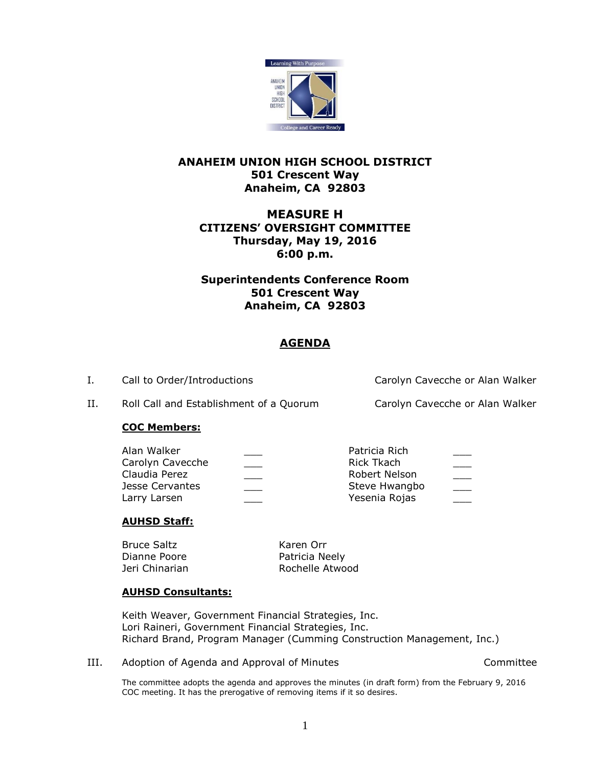# ANAHEIM UNION HIGH SCHOOL DISTRICT
**501 Crescent Way**
**Anaheim, CA 92803**

## MEASURE H
### CITIZENS' OVERSIGHT COMMITTEE
**Thursday, May 19, 2016**
**6:00 p.m.**

**Superintendents Conference Room**
**501 Crescent Way**
**Anaheim, CA 92803**

## AGENDA

I. Call to Order/Introductions — Carolyn Cavecche or Alan Walker

II. Roll Call and Establishment of a Quorum — Carolyn Cavecche or Alan Walker

**COC Members:**

| | | | |
|---|---|---|---|
| Alan Walker | ___ | Patricia Rich | ___ |
| Carolyn Cavecche | ___ | Rick Tkach | ___ |
| Claudia Perez | ___ | Robert Nelson | ___ |
| Jesse Cervantes | ___ | Steve Hwangbo | ___ |
| Larry Larsen | ___ | Yesenia Rojas | ___ |

**AUHSD Staff:**

| | |
|---|---|
| Bruce Saltz | Karen Orr |
| Dianne Poore | Patricia Neely |
| Jeri Chinarian | Rochelle Atwood |

**AUHSD Consultants:**

Keith Weaver, Government Financial Strategies, Inc.
Lori Raineri, Government Financial Strategies, Inc.
Richard Brand, Program Manager (Cumming Construction Management, Inc.)

III. Adoption of Agenda and Approval of Minutes — Committee

The committee adopts the agenda and approves the minutes (in draft form) from the February 9, 2016 COC meeting. It has the prerogative of removing items if it so desires.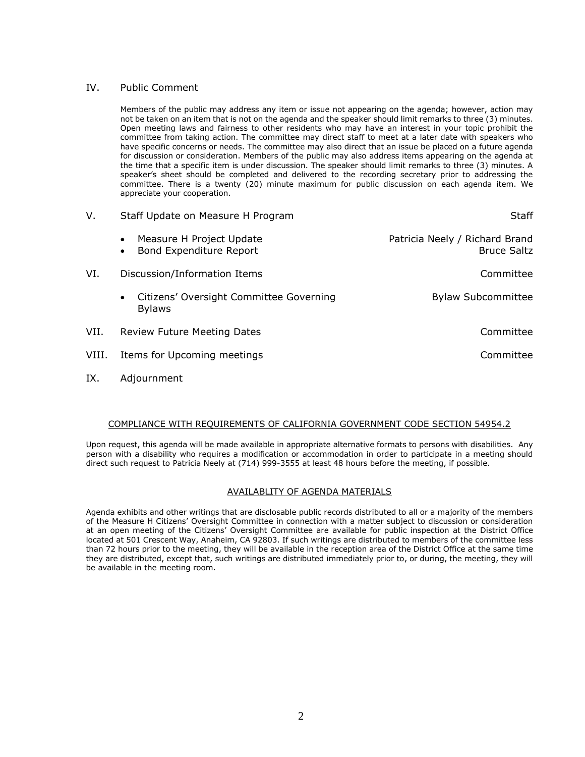IV. Public Comment

Members of the public may address any item or issue not appearing on the agenda; however, action may not be taken on an item that is not on the agenda and the speaker should limit remarks to three (3) minutes. Open meeting laws and fairness to other residents who may have an interest in your topic prohibit the committee from taking action. The committee may direct staff to meet at a later date with speakers who have specific concerns or needs. The committee may also direct that an issue be placed on a future agenda for discussion or consideration. Members of the public may also address items appearing on the agenda at the time that a specific item is under discussion. The speaker should limit remarks to three (3) minutes. A speaker's sheet should be completed and delivered to the recording secretary prior to addressing the committee. There is a twenty (20) minute maximum for public discussion on each agenda item. We appreciate your cooperation.

| | | |
|---|---|---|
| V. | Staff Update on Measure H Program | Staff |
| | • Measure H Project Update | Patricia Neely / Richard Brand |
| | • Bond Expenditure Report | Bruce Saltz |
| VI. | Discussion/Information Items | Committee |
| | • Citizens' Oversight Committee Governing Bylaws | Bylaw Subcommittee |
| VII. | Review Future Meeting Dates | Committee |
| VIII. | Items for Upcoming meetings | Committee |
| IX. | Adjournment | |

COMPLIANCE WITH REQUIREMENTS OF CALIFORNIA GOVERNMENT CODE SECTION 54954.2

Upon request, this agenda will be made available in appropriate alternative formats to persons with disabilities. Any person with a disability who requires a modification or accommodation in order to participate in a meeting should direct such request to Patricia Neely at (714) 999-3555 at least 48 hours before the meeting, if possible.

AVAILABLITY OF AGENDA MATERIALS

Agenda exhibits and other writings that are disclosable public records distributed to all or a majority of the members of the Measure H Citizens' Oversight Committee in connection with a matter subject to discussion or consideration at an open meeting of the Citizens' Oversight Committee are available for public inspection at the District Office located at 501 Crescent Way, Anaheim, CA 92803. If such writings are distributed to members of the committee less than 72 hours prior to the meeting, they will be available in the reception area of the District Office at the same time they are distributed, except that, such writings are distributed immediately prior to, or during, the meeting, they will be available in the meeting room.